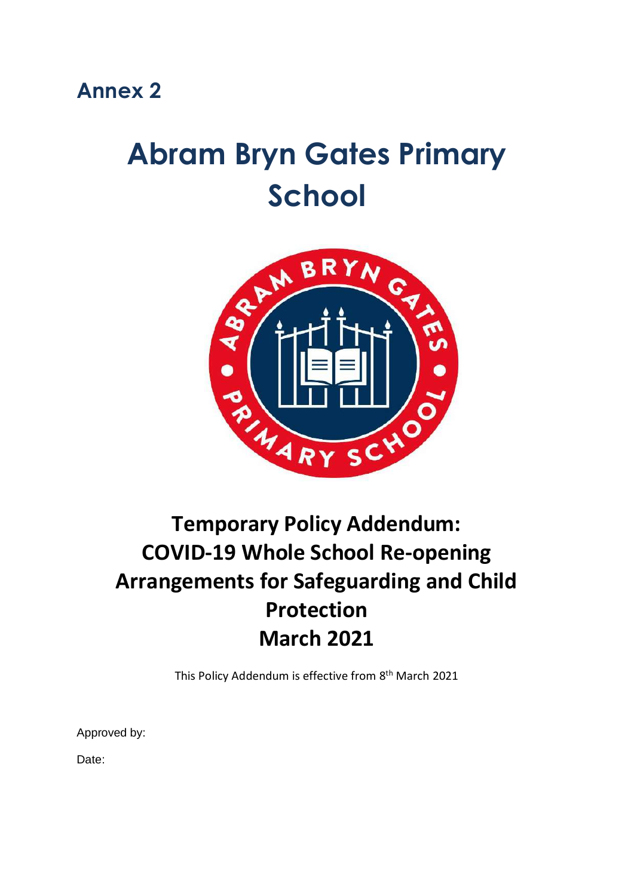## Annex 2

# Abram Bryn Gates Primary School

# Temporary Policy Addendum: COVID-19 Whole School Re-opening Arrangements for Safeguarding and Child Protection March 2021

This Policy Addendum is effective from 8th March 2021

Approved by:

Date: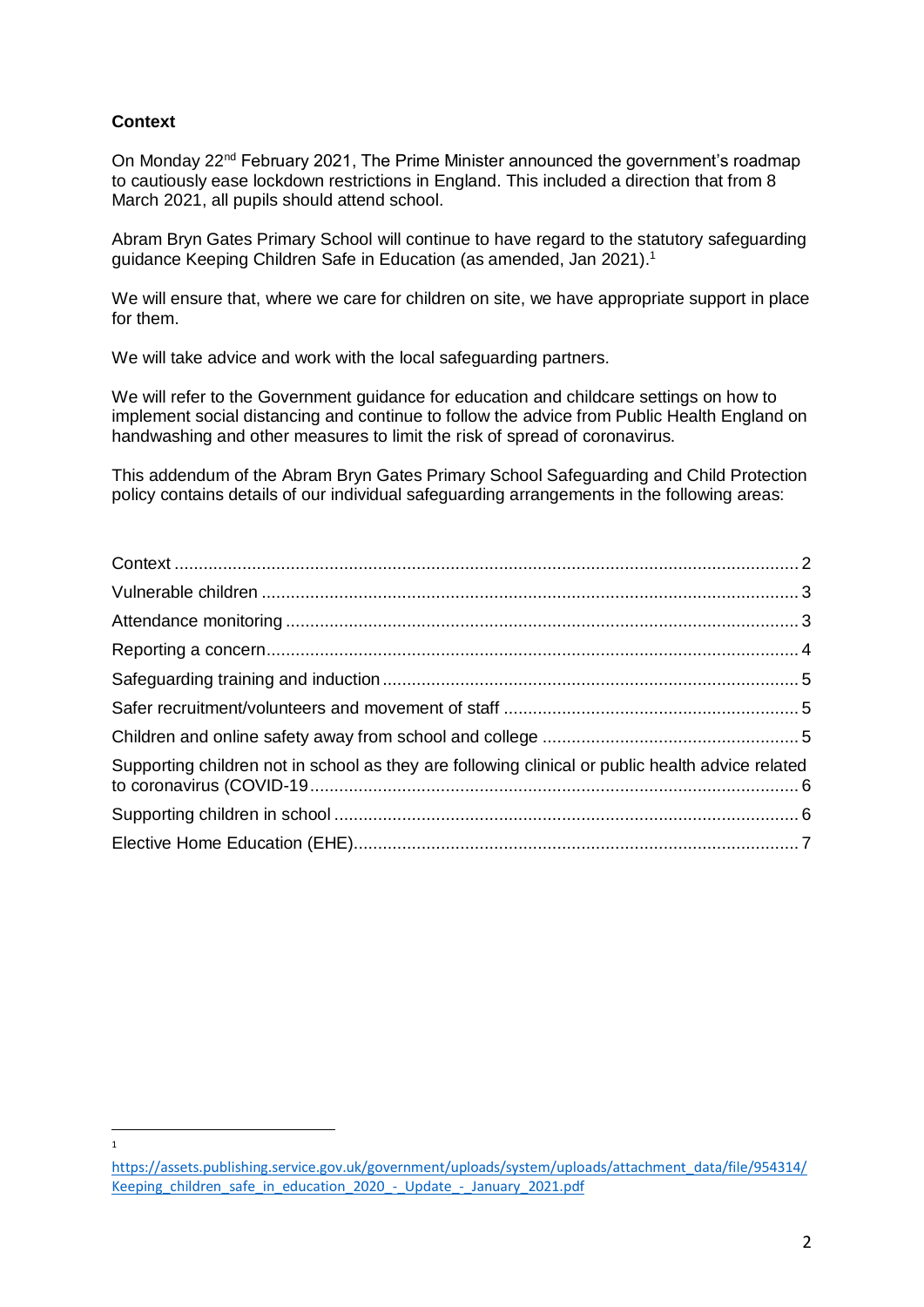## Context

On Monday 22nd February 2021, The Prime Minister announced the government's roadmap to cautiously ease lockdown restrictions in England. This included a direction that from 8 March 2021, all pupils should attend school.

Abram Bryn Gates Primary School will continue to have regard to the statutory safeguarding guidance Keeping Children Safe in Education (as amended, Jan 2021).[1]

We will ensure that, where we care for children on site, we have appropriate support in place for them.

We will take advice and work with the local safeguarding partners.

We will refer to the Government guidance for education and childcare settings on how to implement social distancing and continue to follow the advice from Public Health England on handwashing and other measures to limit the risk of spread of coronavirus.

This addendum of the Abram Bryn Gates Primary School Safeguarding and Child Protection policy contains details of our individual safeguarding arrangements in the following areas:

- Context ........ 2
- Vulnerable children ........ 3
- Attendance monitoring ........ 3
- Reporting a concern ........ 4
- Safeguarding training and induction ........ 5
- Safer recruitment/volunteers and movement of staff ........ 5
- Children and online safety away from school and college ........ 5
- Supporting children not in school as they are following clinical or public health advice related to coronavirus (COVID-19 ........ 6
- Supporting children in school ........ 6
- Elective Home Education (EHE) ........ 7

---

[1] https://assets.publishing.service.gov.uk/government/uploads/system/uploads/attachment_data/file/954314/Keeping_children_safe_in_education_2020_-_Update_-_January_2021.pdf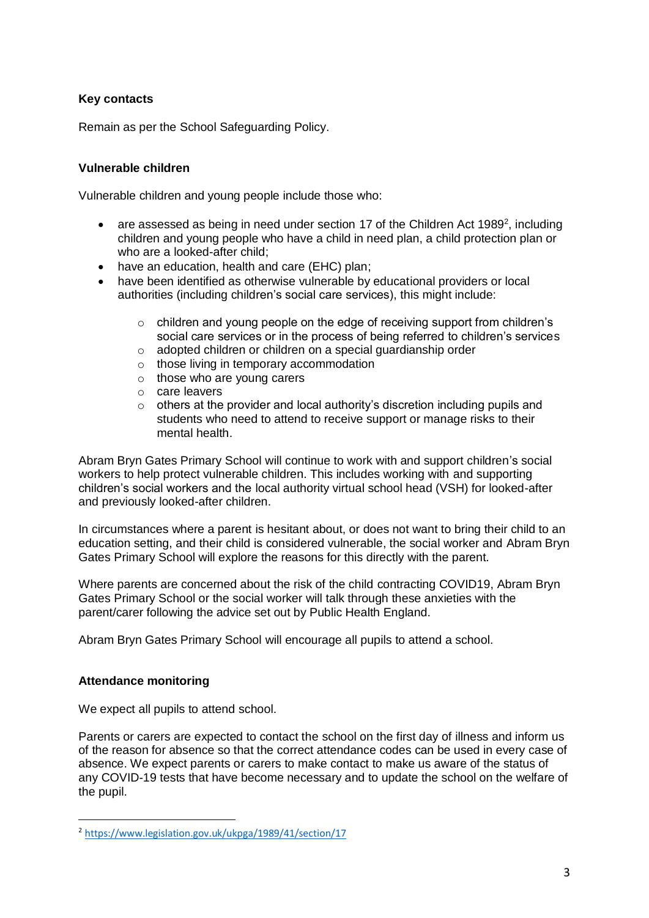**Key contacts**

Remain as per the School Safeguarding Policy.

**Vulnerable children**

Vulnerable children and young people include those who:

- are assessed as being in need under section 17 of the Children Act 1989[2], including children and young people who have a child in need plan, a child protection plan or who are a looked-after child;
- have an education, health and care (EHC) plan;
- have been identified as otherwise vulnerable by educational providers or local authorities (including children's social care services), this might include:
    - children and young people on the edge of receiving support from children's social care services or in the process of being referred to children's services
    - adopted children or children on a special guardianship order
    - those living in temporary accommodation
    - those who are young carers
    - care leavers
    - others at the provider and local authority's discretion including pupils and students who need to attend to receive support or manage risks to their mental health.

Abram Bryn Gates Primary School will continue to work with and support children's social workers to help protect vulnerable children. This includes working with and supporting children's social workers and the local authority virtual school head (VSH) for looked-after and previously looked-after children.

In circumstances where a parent is hesitant about, or does not want to bring their child to an education setting, and their child is considered vulnerable, the social worker and Abram Bryn Gates Primary School will explore the reasons for this directly with the parent.

Where parents are concerned about the risk of the child contracting COVID19, Abram Bryn Gates Primary School or the social worker will talk through these anxieties with the parent/carer following the advice set out by Public Health England.

Abram Bryn Gates Primary School will encourage all pupils to attend a school.

**Attendance monitoring**

We expect all pupils to attend school.

Parents or carers are expected to contact the school on the first day of illness and inform us of the reason for absence so that the correct attendance codes can be used in every case of absence. We expect parents or carers to make contact to make us aware of the status of any COVID-19 tests that have become necessary and to update the school on the welfare of the pupil.

---

[2] https://www.legislation.gov.uk/ukpga/1989/41/section/17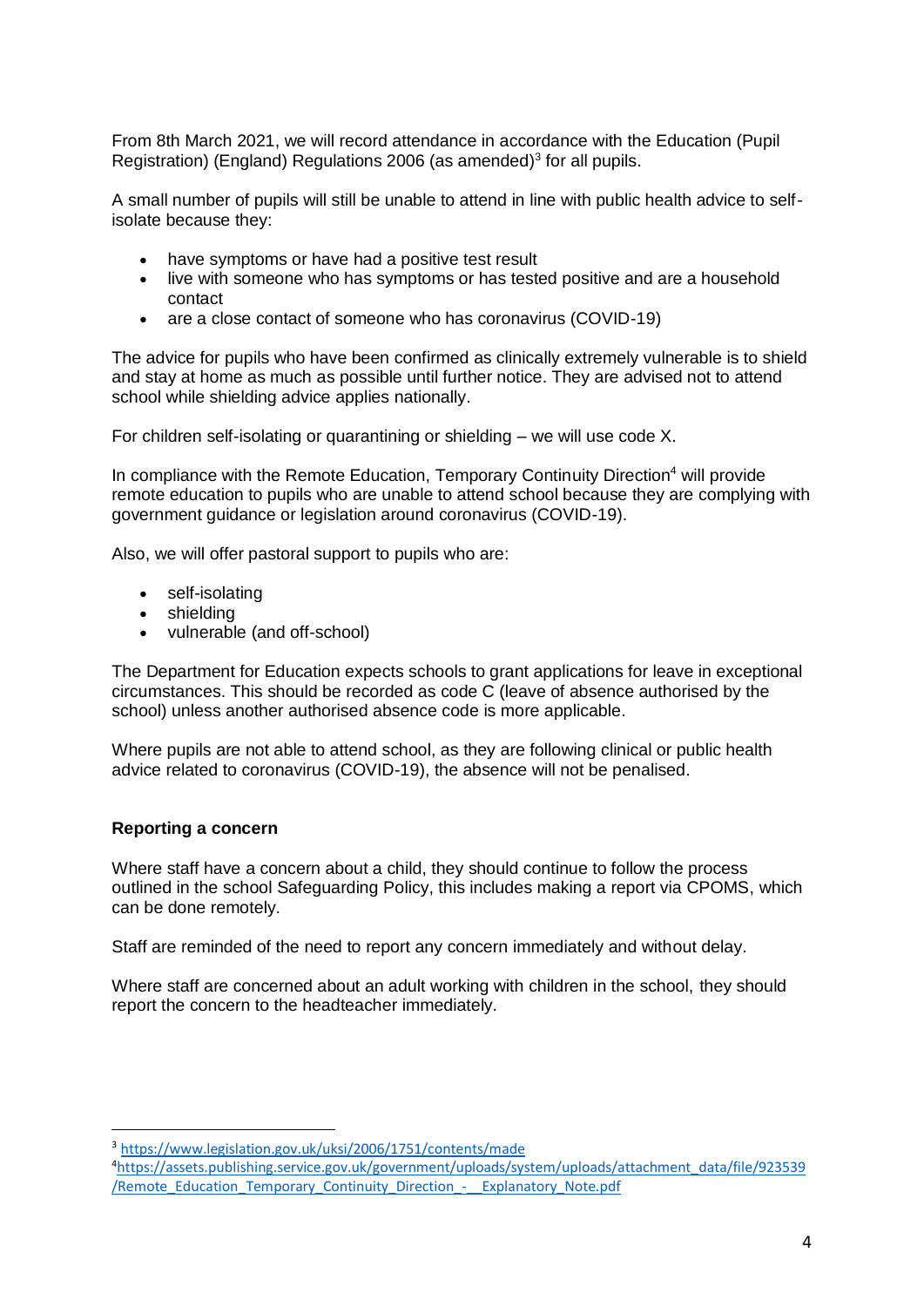From 8th March 2021, we will record attendance in accordance with the Education (Pupil Registration) (England) Regulations 2006 (as amended)[3] for all pupils.

A small number of pupils will still be unable to attend in line with public health advice to self-isolate because they:

- have symptoms or have had a positive test result
- live with someone who has symptoms or has tested positive and are a household contact
- are a close contact of someone who has coronavirus (COVID-19)

The advice for pupils who have been confirmed as clinically extremely vulnerable is to shield and stay at home as much as possible until further notice. They are advised not to attend school while shielding advice applies nationally.

For children self-isolating or quarantining or shielding – we will use code X.

In compliance with the Remote Education, Temporary Continuity Direction[4] will provide remote education to pupils who are unable to attend school because they are complying with government guidance or legislation around coronavirus (COVID-19).

Also, we will offer pastoral support to pupils who are:

- self-isolating
- shielding
- vulnerable (and off-school)

The Department for Education expects schools to grant applications for leave in exceptional circumstances. This should be recorded as code C (leave of absence authorised by the school) unless another authorised absence code is more applicable.

Where pupils are not able to attend school, as they are following clinical or public health advice related to coronavirus (COVID-19), the absence will not be penalised.

**Reporting a concern**

Where staff have a concern about a child, they should continue to follow the process outlined in the school Safeguarding Policy, this includes making a report via CPOMS, which can be done remotely.

Staff are reminded of the need to report any concern immediately and without delay.

Where staff are concerned about an adult working with children in the school, they should report the concern to the headteacher immediately.

---

[3] https://www.legislation.gov.uk/uksi/2006/1751/contents/made

[4] https://assets.publishing.service.gov.uk/government/uploads/system/uploads/attachment_data/file/923539/Remote_Education_Temporary_Continuity_Direction_-__Explanatory_Note.pdf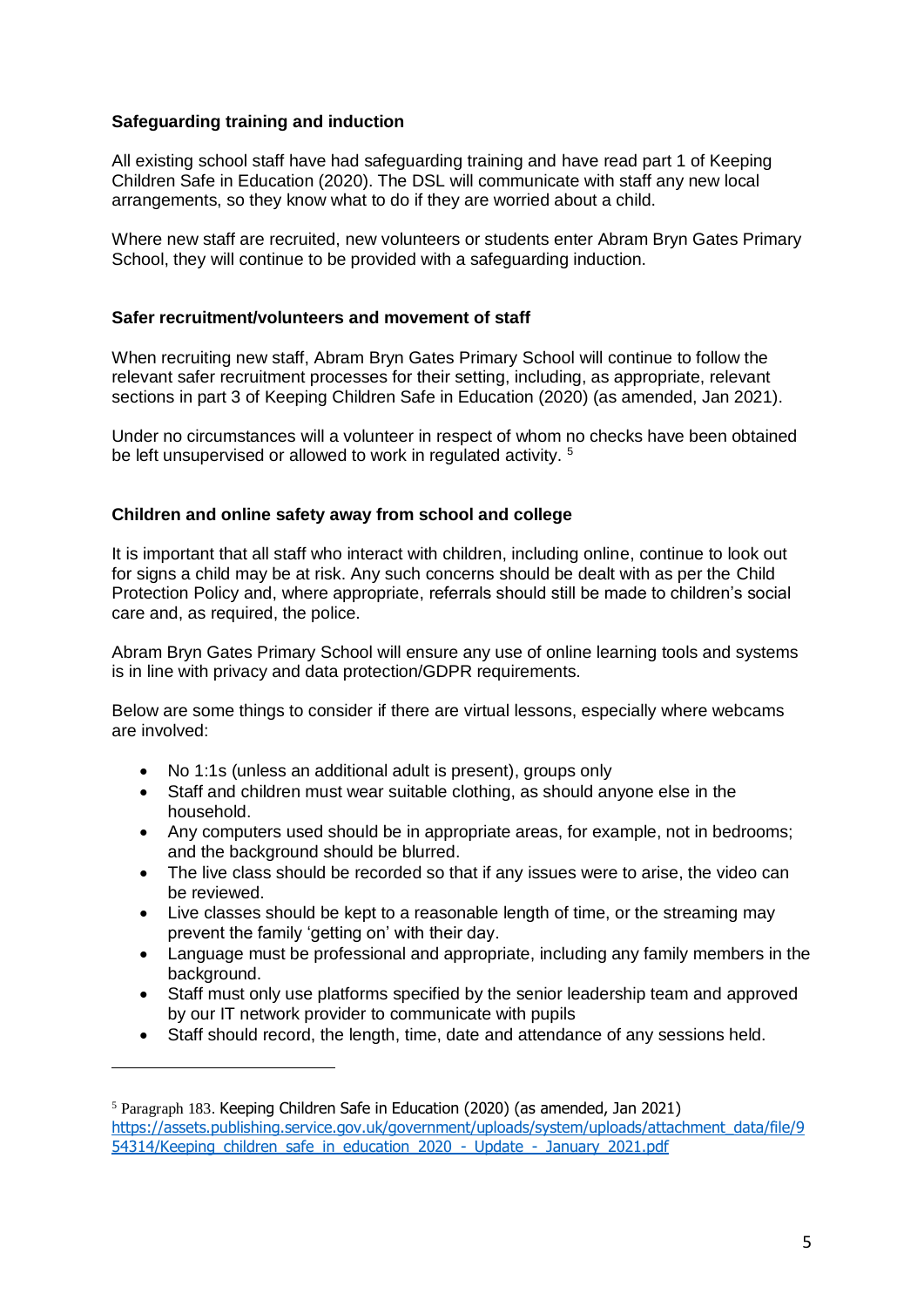**Safeguarding training and induction**

All existing school staff have had safeguarding training and have read part 1 of Keeping Children Safe in Education (2020). The DSL will communicate with staff any new local arrangements, so they know what to do if they are worried about a child.

Where new staff are recruited, new volunteers or students enter Abram Bryn Gates Primary School, they will continue to be provided with a safeguarding induction.

**Safer recruitment/volunteers and movement of staff**

When recruiting new staff, Abram Bryn Gates Primary School will continue to follow the relevant safer recruitment processes for their setting, including, as appropriate, relevant sections in part 3 of Keeping Children Safe in Education (2020) (as amended, Jan 2021).

Under no circumstances will a volunteer in respect of whom no checks have been obtained be left unsupervised or allowed to work in regulated activity. [5]

**Children and online safety away from school and college**

It is important that all staff who interact with children, including online, continue to look out for signs a child may be at risk. Any such concerns should be dealt with as per the Child Protection Policy and, where appropriate, referrals should still be made to children's social care and, as required, the police.

Abram Bryn Gates Primary School will ensure any use of online learning tools and systems is in line with privacy and data protection/GDPR requirements.

Below are some things to consider if there are virtual lessons, especially where webcams are involved:

- No 1:1s (unless an additional adult is present), groups only
- Staff and children must wear suitable clothing, as should anyone else in the household.
- Any computers used should be in appropriate areas, for example, not in bedrooms; and the background should be blurred.
- The live class should be recorded so that if any issues were to arise, the video can be reviewed.
- Live classes should be kept to a reasonable length of time, or the streaming may prevent the family 'getting on' with their day.
- Language must be professional and appropriate, including any family members in the background.
- Staff must only use platforms specified by the senior leadership team and approved by our IT network provider to communicate with pupils
- Staff should record, the length, time, date and attendance of any sessions held.

---

[5] Paragraph 183. Keeping Children Safe in Education (2020) (as amended, Jan 2021) https://assets.publishing.service.gov.uk/government/uploads/system/uploads/attachment_data/file/954314/Keeping_children_safe_in_education_2020_-_Update_-_January_2021.pdf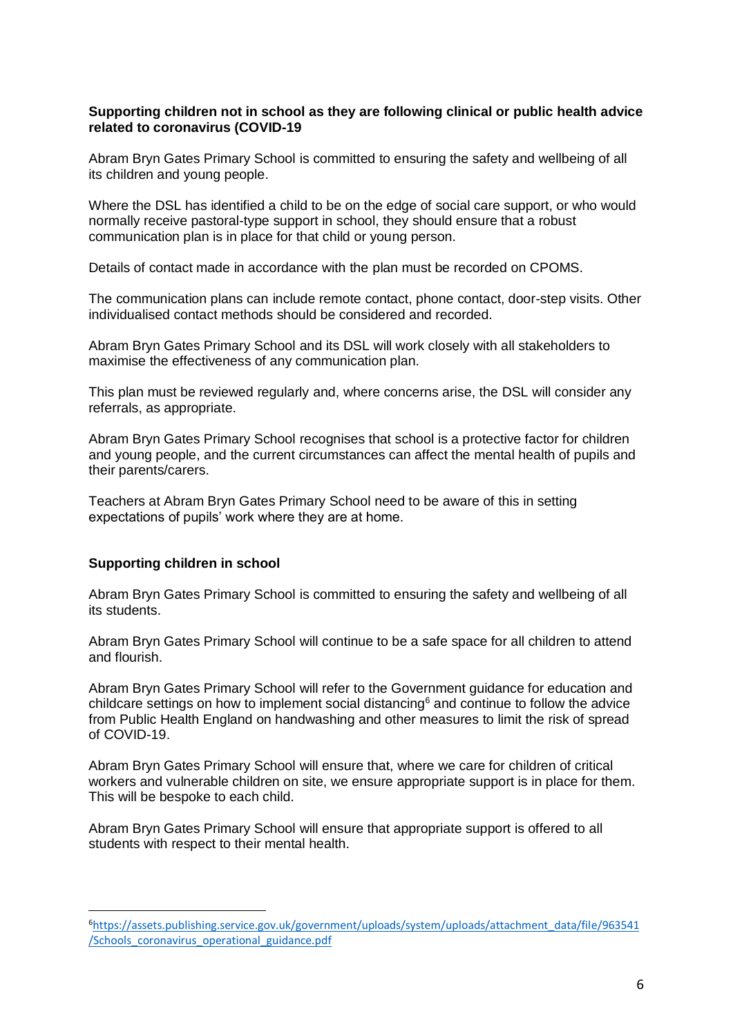**Supporting children not in school as they are following clinical or public health advice related to coronavirus (COVID-19**

Abram Bryn Gates Primary School is committed to ensuring the safety and wellbeing of all its children and young people.

Where the DSL has identified a child to be on the edge of social care support, or who would normally receive pastoral-type support in school, they should ensure that a robust communication plan is in place for that child or young person.

Details of contact made in accordance with the plan must be recorded on CPOMS.

The communication plans can include remote contact, phone contact, door-step visits. Other individualised contact methods should be considered and recorded.

Abram Bryn Gates Primary School and its DSL will work closely with all stakeholders to maximise the effectiveness of any communication plan.

This plan must be reviewed regularly and, where concerns arise, the DSL will consider any referrals, as appropriate.

Abram Bryn Gates Primary School recognises that school is a protective factor for children and young people, and the current circumstances can affect the mental health of pupils and their parents/carers.

Teachers at Abram Bryn Gates Primary School need to be aware of this in setting expectations of pupils' work where they are at home.

**Supporting children in school**

Abram Bryn Gates Primary School is committed to ensuring the safety and wellbeing of all its students.

Abram Bryn Gates Primary School will continue to be a safe space for all children to attend and flourish.

Abram Bryn Gates Primary School will refer to the Government guidance for education and childcare settings on how to implement social distancing[6] and continue to follow the advice from Public Health England on handwashing and other measures to limit the risk of spread of COVID-19.

Abram Bryn Gates Primary School will ensure that, where we care for children of critical workers and vulnerable children on site, we ensure appropriate support is in place for them. This will be bespoke to each child.

Abram Bryn Gates Primary School will ensure that appropriate support is offered to all students with respect to their mental health.

---

[6] https://assets.publishing.service.gov.uk/government/uploads/system/uploads/attachment_data/file/963541/Schools_coronavirus_operational_guidance.pdf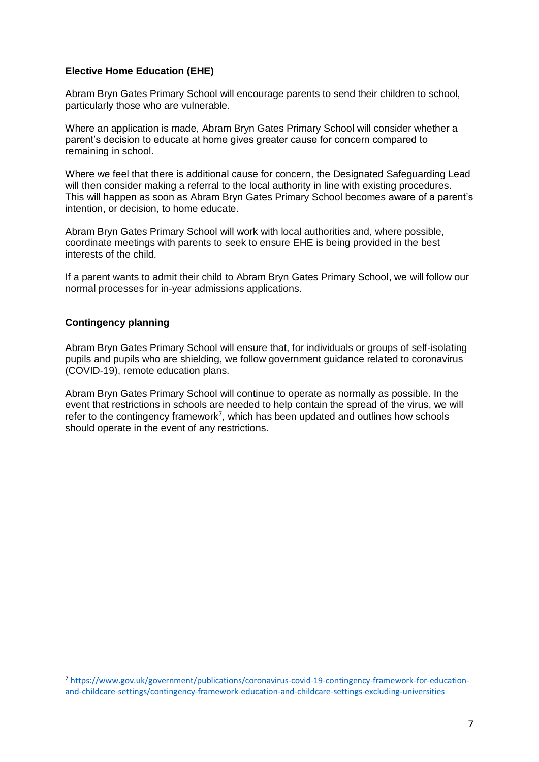### Elective Home Education (EHE)

Abram Bryn Gates Primary School will encourage parents to send their children to school, particularly those who are vulnerable.

Where an application is made, Abram Bryn Gates Primary School will consider whether a parent's decision to educate at home gives greater cause for concern compared to remaining in school.

Where we feel that there is additional cause for concern, the Designated Safeguarding Lead will then consider making a referral to the local authority in line with existing procedures. This will happen as soon as Abram Bryn Gates Primary School becomes aware of a parent's intention, or decision, to home educate.

Abram Bryn Gates Primary School will work with local authorities and, where possible, coordinate meetings with parents to seek to ensure EHE is being provided in the best interests of the child.

If a parent wants to admit their child to Abram Bryn Gates Primary School, we will follow our normal processes for in-year admissions applications.

### Contingency planning

Abram Bryn Gates Primary School will ensure that, for individuals or groups of self-isolating pupils and pupils who are shielding, we follow government guidance related to coronavirus (COVID-19), remote education plans.

Abram Bryn Gates Primary School will continue to operate as normally as possible. In the event that restrictions in schools are needed to help contain the spread of the virus, we will refer to the contingency framework[7], which has been updated and outlines how schools should operate in the event of any restrictions.

---

[7] https://www.gov.uk/government/publications/coronavirus-covid-19-contingency-framework-for-education-and-childcare-settings/contingency-framework-education-and-childcare-settings-excluding-universities